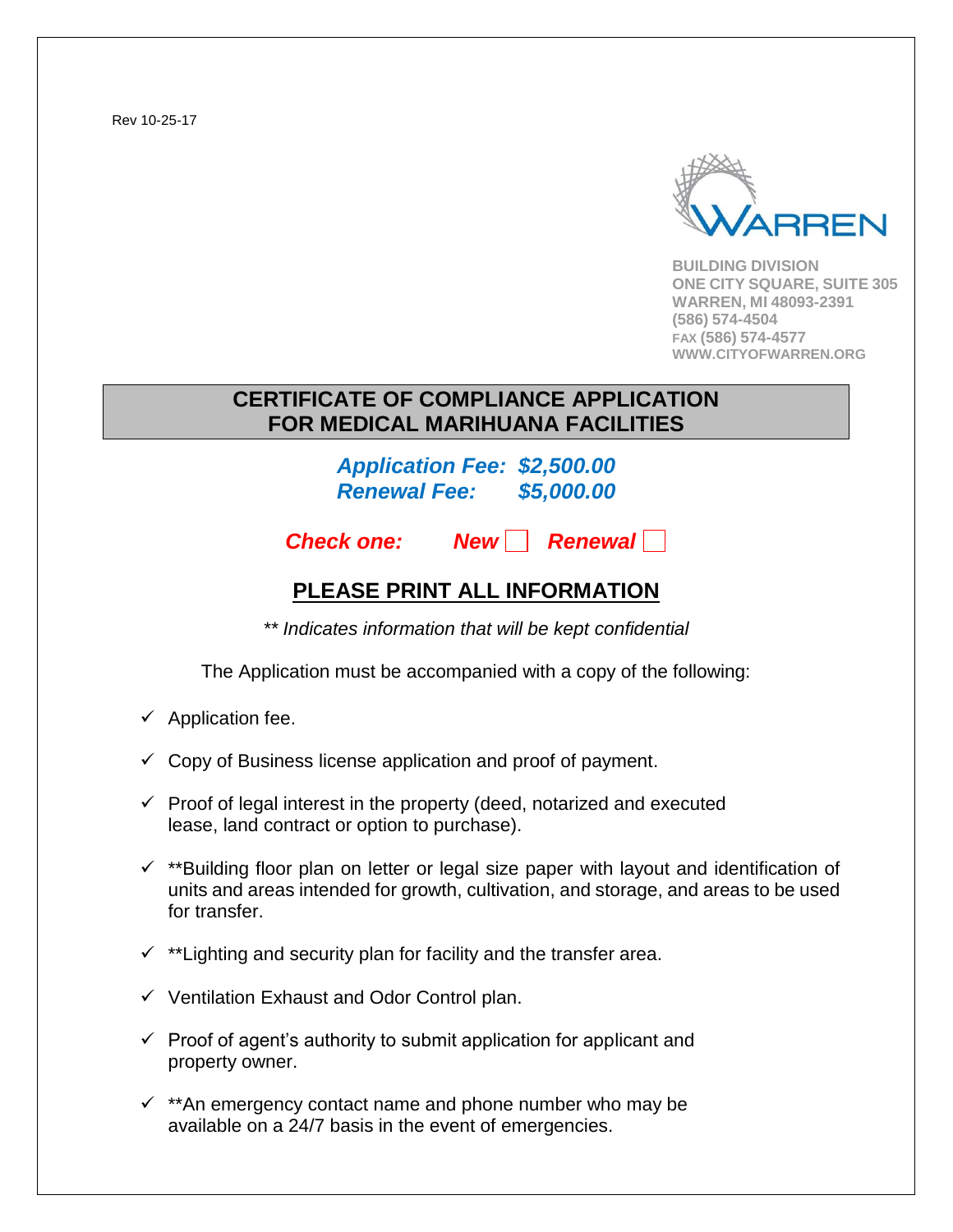Rev 10-25-17

WARREN

BUILDING DIVISION
ONE CITY SQUARE, SUITE 305
WARREN, MI 48093-2391
(586) 574-4504
FAX (586) 574-4577
WWW.CITYOFWARREN.ORG

# CERTIFICATE OF COMPLIANCE APPLICATION FOR MEDICAL MARIHUANA FACILITIES

***Application Fee: $2,500.00***
***Renewal Fee: $5,000.00***

***Check one:*** ***New*** ☐ ***Renewal*** ☐

## PLEASE PRINT ALL INFORMATION

*\*\* Indicates information that will be kept confidential*

The Application must be accompanied with a copy of the following:

- ✓ Application fee.
- ✓ Copy of Business license application and proof of payment.
- ✓ Proof of legal interest in the property (deed, notarized and executed lease, land contract or option to purchase).
- ✓ **Building floor plan on letter or legal size paper with layout and identification of units and areas intended for growth, cultivation, and storage, and areas to be used for transfer.
- ✓ **Lighting and security plan for facility and the transfer area.
- ✓ Ventilation Exhaust and Odor Control plan.
- ✓ Proof of agent's authority to submit application for applicant and property owner.
- ✓ **An emergency contact name and phone number who may be available on a 24/7 basis in the event of emergencies.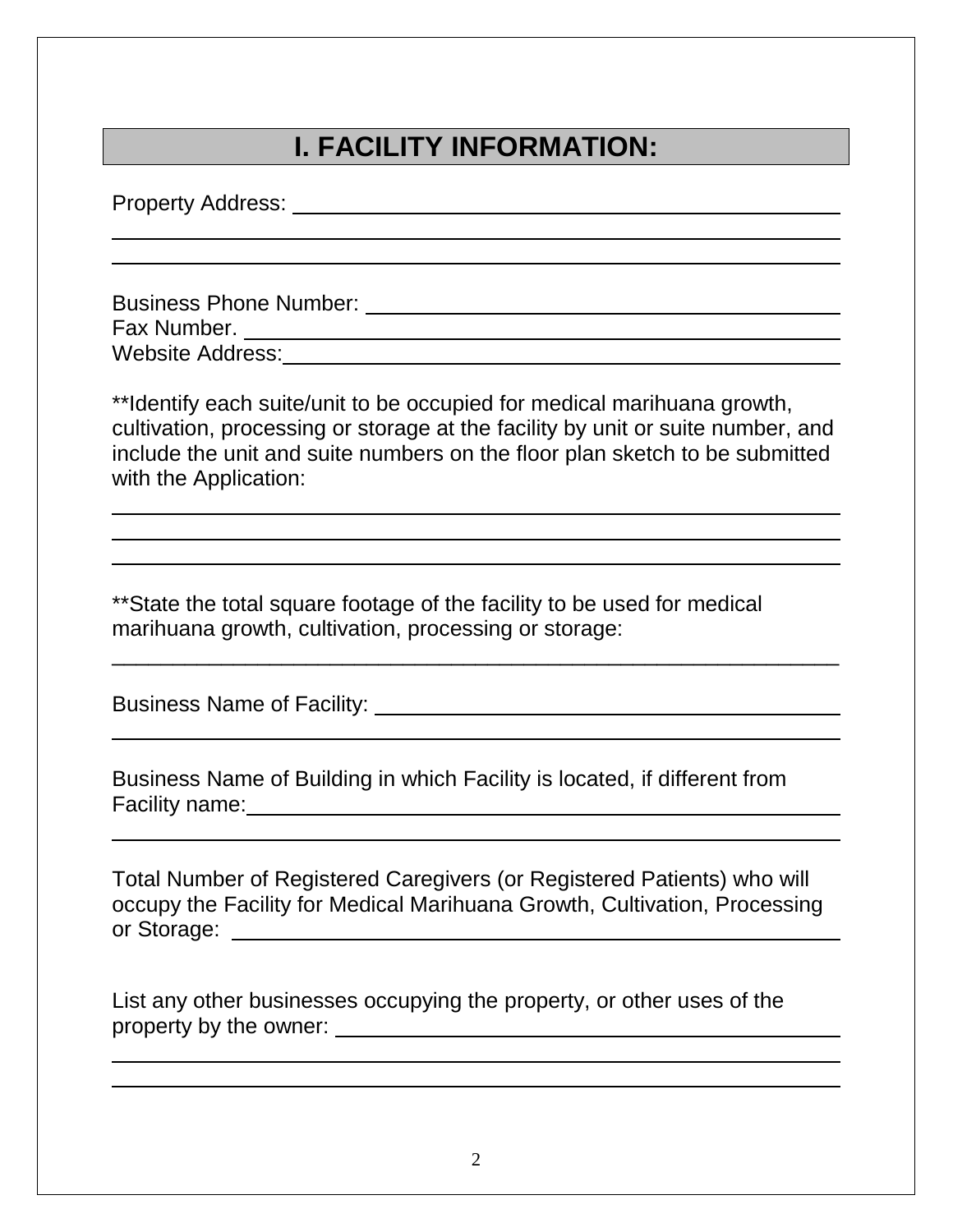# I. FACILITY INFORMATION:

Property Address: \_\_\_\_\_\_\_\_\_\_\_\_\_\_\_\_\_\_\_\_\_\_\_\_\_\_\_\_\_\_\_\_\_\_\_\_\_\_\_\_\_\_\_\_

\_\_\_\_\_\_\_\_\_\_\_\_\_\_\_\_\_\_\_\_\_\_\_\_\_\_\_\_\_\_\_\_\_\_\_\_\_\_\_\_\_\_\_\_\_\_\_\_\_\_\_\_\_\_\_\_\_\_\_\_

\_\_\_\_\_\_\_\_\_\_\_\_\_\_\_\_\_\_\_\_\_\_\_\_\_\_\_\_\_\_\_\_\_\_\_\_\_\_\_\_\_\_\_\_\_\_\_\_\_\_\_\_\_\_\_\_\_\_\_\_

Business Phone Number: \_\_\_\_\_\_\_\_\_\_\_\_\_\_\_\_\_\_\_\_\_\_\_\_\_\_\_\_\_\_\_\_\_\_\_\_\_\_\_\_
Fax Number. \_\_\_\_\_\_\_\_\_\_\_\_\_\_\_\_\_\_\_\_\_\_\_\_\_\_\_\_\_\_\_\_\_\_\_\_\_\_\_\_\_\_\_\_\_\_\_\_\_\_
Website Address: \_\_\_\_\_\_\_\_\_\_\_\_\_\_\_\_\_\_\_\_\_\_\_\_\_\_\_\_\_\_\_\_\_\_\_\_\_\_\_\_\_\_\_\_\_\_

**Identify each suite/unit to be occupied for medical marihuana growth, cultivation, processing or storage at the facility by unit or suite number, and include the unit and suite numbers on the floor plan sketch to be submitted with the Application:

\_\_\_\_\_\_\_\_\_\_\_\_\_\_\_\_\_\_\_\_\_\_\_\_\_\_\_\_\_\_\_\_\_\_\_\_\_\_\_\_\_\_\_\_\_\_\_\_\_\_\_\_\_\_\_\_\_\_\_\_

\_\_\_\_\_\_\_\_\_\_\_\_\_\_\_\_\_\_\_\_\_\_\_\_\_\_\_\_\_\_\_\_\_\_\_\_\_\_\_\_\_\_\_\_\_\_\_\_\_\_\_\_\_\_\_\_\_\_\_\_

\_\_\_\_\_\_\_\_\_\_\_\_\_\_\_\_\_\_\_\_\_\_\_\_\_\_\_\_\_\_\_\_\_\_\_\_\_\_\_\_\_\_\_\_\_\_\_\_\_\_\_\_\_\_\_\_\_\_\_\_

**State the total square footage of the facility to be used for medical marihuana growth, cultivation, processing or storage:

\_\_\_\_\_\_\_\_\_\_\_\_\_\_\_\_\_\_\_\_\_\_\_\_\_\_\_\_\_\_\_\_\_\_\_\_\_\_\_\_\_\_\_\_\_\_\_\_\_\_\_\_\_\_\_\_\_\_\_\_

Business Name of Facility: \_\_\_\_\_\_\_\_\_\_\_\_\_\_\_\_\_\_\_\_\_\_\_\_\_\_\_\_\_\_\_\_\_\_\_\_\_\_\_

\_\_\_\_\_\_\_\_\_\_\_\_\_\_\_\_\_\_\_\_\_\_\_\_\_\_\_\_\_\_\_\_\_\_\_\_\_\_\_\_\_\_\_\_\_\_\_\_\_\_\_\_\_\_\_\_\_\_\_\_

Business Name of Building in which Facility is located, if different from Facility name: \_\_\_\_\_\_\_\_\_\_\_\_\_\_\_\_\_\_\_\_\_\_\_\_\_\_\_\_\_\_\_\_\_\_\_\_\_\_\_\_\_\_\_\_\_\_\_\_\_

\_\_\_\_\_\_\_\_\_\_\_\_\_\_\_\_\_\_\_\_\_\_\_\_\_\_\_\_\_\_\_\_\_\_\_\_\_\_\_\_\_\_\_\_\_\_\_\_\_\_\_\_\_\_\_\_\_\_\_\_

Total Number of Registered Caregivers (or Registered Patients) who will occupy the Facility for Medical Marihuana Growth, Cultivation, Processing or Storage: \_\_\_\_\_\_\_\_\_\_\_\_\_\_\_\_\_\_\_\_\_\_\_\_\_\_\_\_\_\_\_\_\_\_\_\_\_\_\_\_\_\_\_\_\_\_\_\_\_

List any other businesses occupying the property, or other uses of the property by the owner: \_\_\_\_\_\_\_\_\_\_\_\_\_\_\_\_\_\_\_\_\_\_\_\_\_\_\_\_\_\_\_\_\_\_\_\_\_\_\_\_\_\_\_\_

\_\_\_\_\_\_\_\_\_\_\_\_\_\_\_\_\_\_\_\_\_\_\_\_\_\_\_\_\_\_\_\_\_\_\_\_\_\_\_\_\_\_\_\_\_\_\_\_\_\_\_\_\_\_\_\_\_\_\_\_

\_\_\_\_\_\_\_\_\_\_\_\_\_\_\_\_\_\_\_\_\_\_\_\_\_\_\_\_\_\_\_\_\_\_\_\_\_\_\_\_\_\_\_\_\_\_\_\_\_\_\_\_\_\_\_\_\_\_\_\_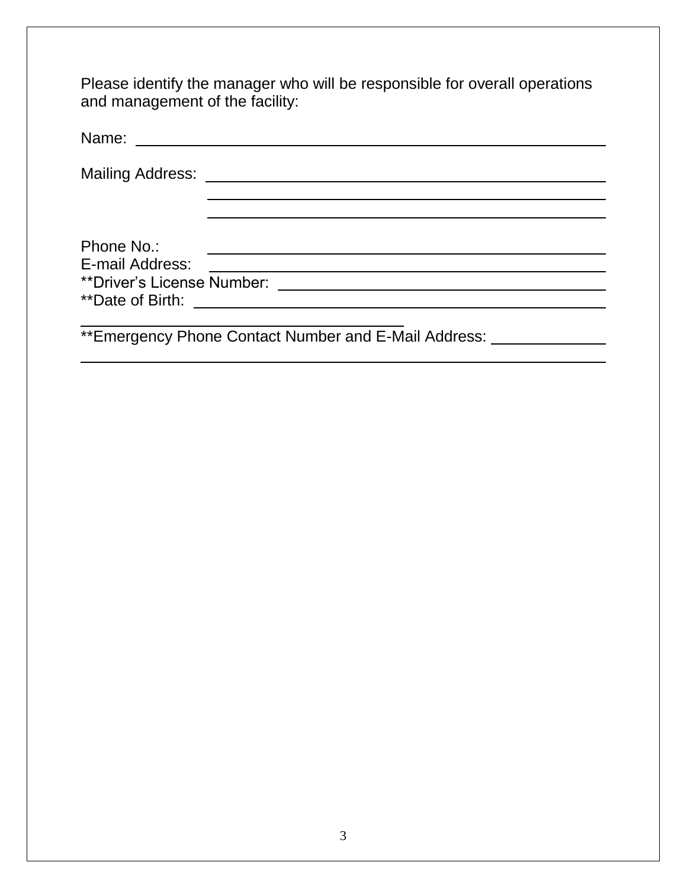Please identify the manager who will be responsible for overall operations and management of the facility:

Name: ______________________________________________________________

Mailing Address: ______________________________________________________
______________________________________________________
______________________________________________________

Phone No.: ______________________________________________________
E-mail Address: ______________________________________________________
**Driver's License Number: ______________________________________________
**Date of Birth: ______________________________________________________
______________________________________________

**Emergency Phone Contact Number and E-Mail Address: ______________
______________________________________________________________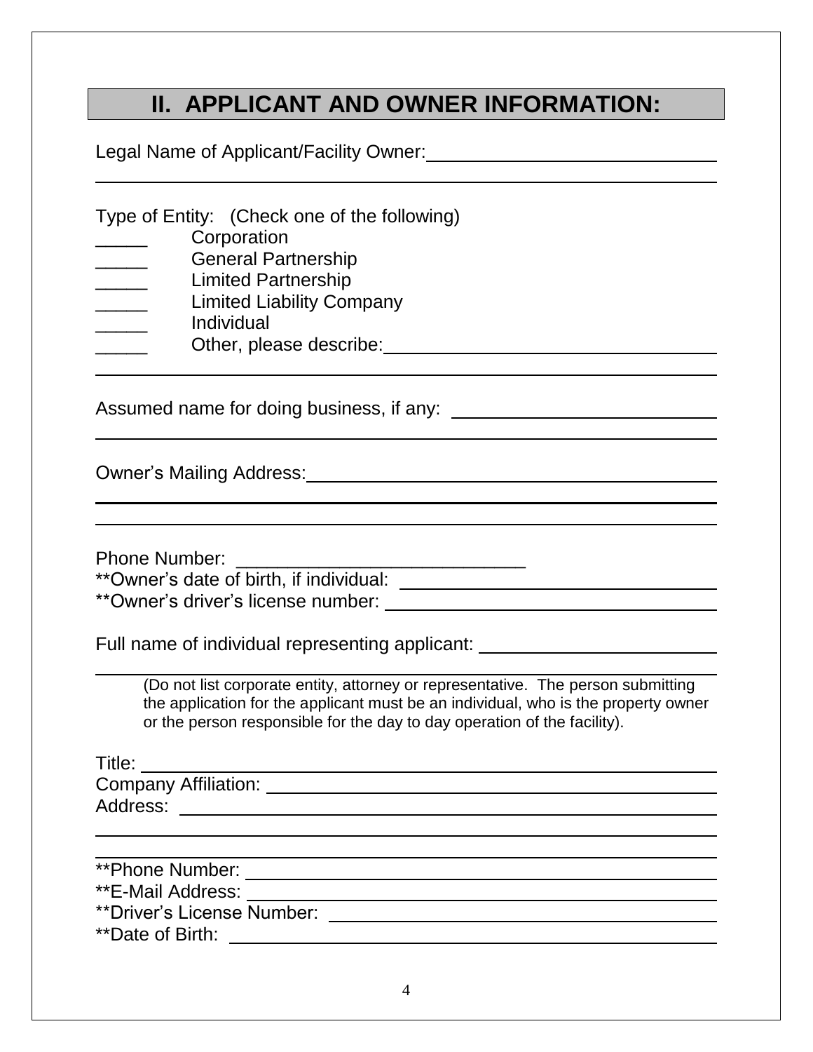## II. APPLICANT AND OWNER INFORMATION:

Legal Name of Applicant/Facility Owner: ______________________________

______________________________________________________________

Type of Entity: (Check one of the following)

_____ Corporation
_____ General Partnership
_____ Limited Partnership
_____ Limited Liability Company
_____ Individual
_____ Other, please describe: ______________________________

______________________________________________________________

Assumed name for doing business, if any: ______________________________

______________________________________________________________

Owner's Mailing Address: ______________________________

______________________________________________________________

______________________________________________________________

Phone Number: ____________________________
**Owner's date of birth, if individual: ______________________________
**Owner's driver's license number: ______________________________

Full name of individual representing applicant: ______________________________

______________________________________________________________

(Do not list corporate entity, attorney or representative. The person submitting the application for the applicant must be an individual, who is the property owner or the person responsible for the day to day operation of the facility).

Title: ______________________________
Company Affiliation: ______________________________
Address: ______________________________

______________________________________________________________

______________________________________________________________

**Phone Number: ______________________________
**E-Mail Address: ______________________________
**Driver's License Number: ______________________________
**Date of Birth: ______________________________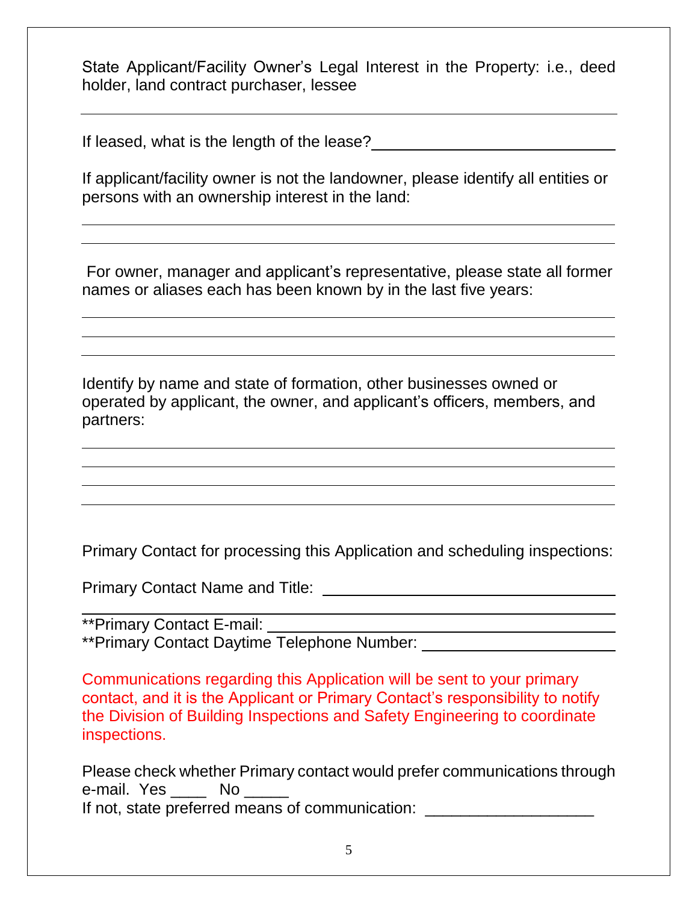State Applicant/Facility Owner's Legal Interest in the Property: i.e., deed holder, land contract purchaser, lessee

_______________________________________________________________

If leased, what is the length of the lease?____________________________

If applicant/facility owner is not the landowner, please identify all entities or persons with an ownership interest in the land:

_______________________________________________________________

_______________________________________________________________

For owner, manager and applicant's representative, please state all former names or aliases each has been known by in the last five years:

_______________________________________________________________

_______________________________________________________________

_______________________________________________________________

Identify by name and state of formation, other businesses owned or operated by applicant, the owner, and applicant's officers, members, and partners:

_______________________________________________________________

_______________________________________________________________

_______________________________________________________________

_______________________________________________________________

Primary Contact for processing this Application and scheduling inspections:

Primary Contact Name and Title: ______________________________

_______________________________________________________________

**Primary Contact E-mail: _________________________________

**Primary Contact Daytime Telephone Number: _________________

Communications regarding this Application will be sent to your primary contact, and it is the Applicant or Primary Contact's responsibility to notify the Division of Building Inspections and Safety Engineering to coordinate inspections.

Please check whether Primary contact would prefer communications through e-mail. Yes ____ No _____

If not, state preferred means of communication: ___________________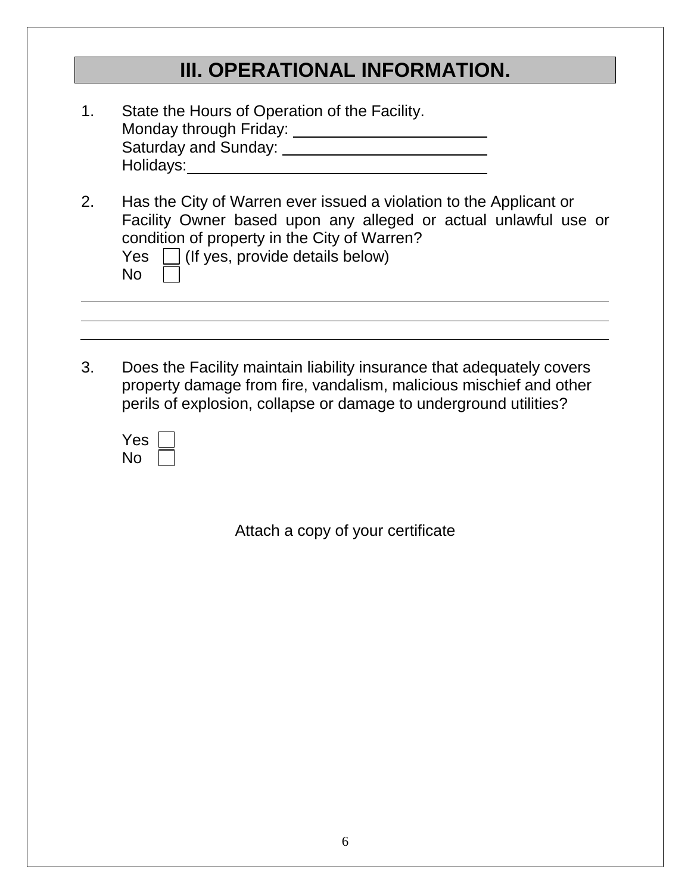# III. OPERATIONAL INFORMATION.

1. State the Hours of Operation of the Facility.
   Monday through Friday: ____________________
   Saturday and Sunday: ____________________
   Holidays: ______________________________

2. Has the City of Warren ever issued a violation to the Applicant or Facility Owner based upon any alleged or actual unlawful use or condition of property in the City of Warren?
   Yes ☐ (If yes, provide details below)
   No ☐

______________________________________________________________________

______________________________________________________________________

______________________________________________________________________

3. Does the Facility maintain liability insurance that adequately covers property damage from fire, vandalism, malicious mischief and other perils of explosion, collapse or damage to underground utilities?

   Yes ☐
   No ☐

Attach a copy of your certificate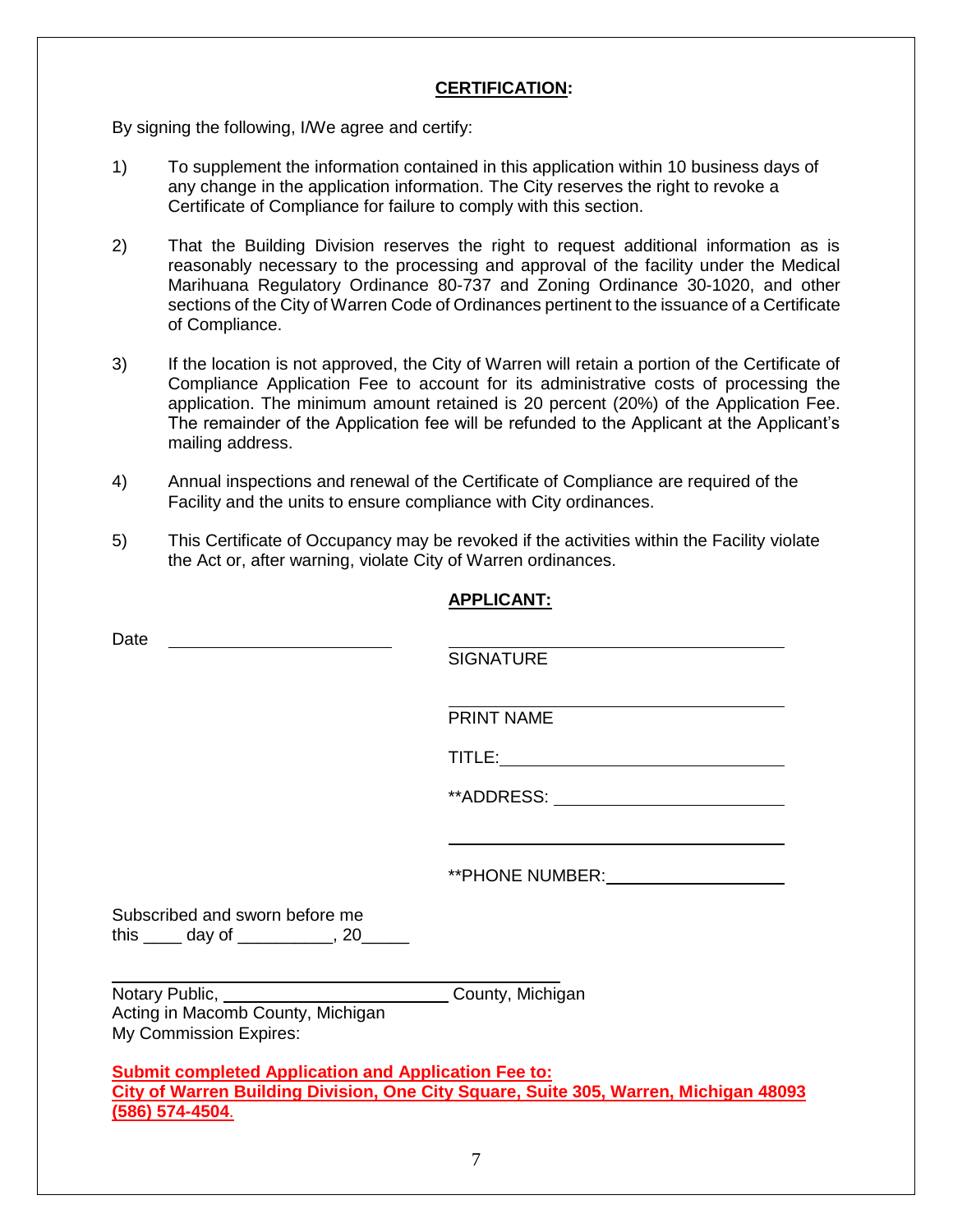## CERTIFICATION:

By signing the following, I/We agree and certify:

1) To supplement the information contained in this application within 10 business days of any change in the application information. The City reserves the right to revoke a Certificate of Compliance for failure to comply with this section.

2) That the Building Division reserves the right to request additional information as is reasonably necessary to the processing and approval of the facility under the Medical Marihuana Regulatory Ordinance 80-737 and Zoning Ordinance 30-1020, and other sections of the City of Warren Code of Ordinances pertinent to the issuance of a Certificate of Compliance.

3) If the location is not approved, the City of Warren will retain a portion of the Certificate of Compliance Application Fee to account for its administrative costs of processing the application. The minimum amount retained is 20 percent (20%) of the Application Fee. The remainder of the Application fee will be refunded to the Applicant at the Applicant's mailing address.

4) Annual inspections and renewal of the Certificate of Compliance are required of the Facility and the units to ensure compliance with City ordinances.

5) This Certificate of Occupancy may be revoked if the activities within the Facility violate the Act or, after warning, violate City of Warren ordinances.

**APPLICANT:**

Date ______________________

______________________________
SIGNATURE

______________________________
PRINT NAME

TITLE: ______________________________

**ADDRESS: ______________________________

______________________________

**PHONE NUMBER: ______________________

Subscribed and sworn before me
this ____ day of __________, 20_____

______________________________
Notary Public, ______________________ County, Michigan
Acting in Macomb County, Michigan
My Commission Expires:

**Submit completed Application and Application Fee to:**
**City of Warren Building Division, One City Square, Suite 305, Warren, Michigan 48093**
**(586) 574-4504.**